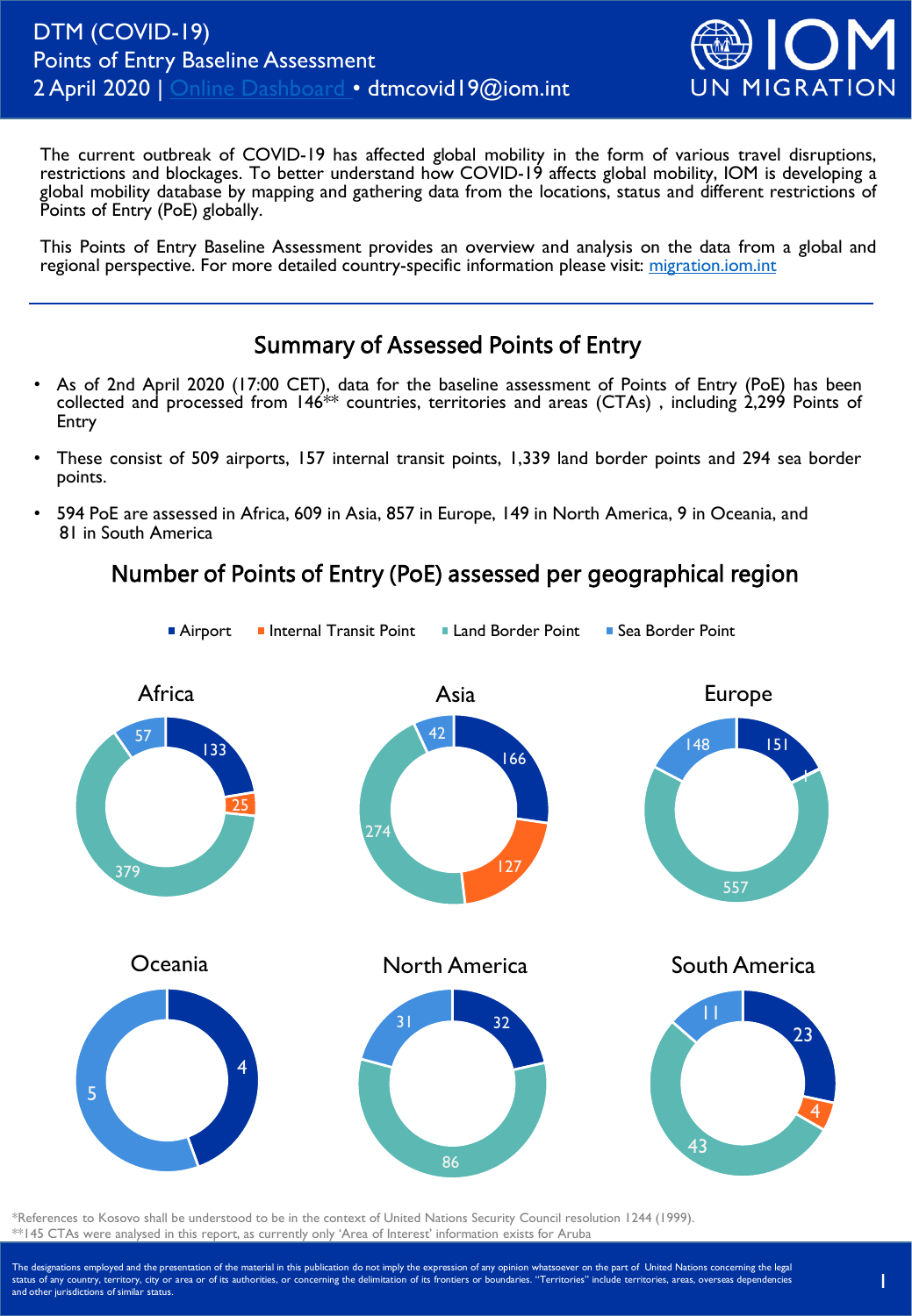# DTM (COVID-19)
# Points of Entry Baseline Assessment

2 April 2020 | Online Dashboard • dtmcovid19@iom.int

IOM UN MIGRATION

The current outbreak of COVID-19 has affected global mobility in the form of various travel disruptions, restrictions and blockages. To better understand how COVID-19 affects global mobility, IOM is developing a global mobility database by mapping and gathering data from the locations, status and different restrictions of Points of Entry (PoE) globally.

This Points of Entry Baseline Assessment provides an overview and analysis on the data from a global and regional perspective. For more detailed country-specific information please visit: migration.iom.int

## Summary of Assessed Points of Entry

- As of 2nd April 2020 (17:00 CET), data for the baseline assessment of Points of Entry (PoE) has been collected and processed from 146** countries, territories and areas (CTAs) , including 2,299 Points of Entry
- These consist of 509 airports, 157 internal transit points, 1,339 land border points and 294 sea border points.
- 594 PoE are assessed in Africa, 609 in Asia, 857 in Europe, 149 in North America, 9 in Oceania, and 81 in South America

## Number of Points of Entry (PoE) assessed per geographical region

| Region | Airport | Internal Transit Point | Land Border Point | Sea Border Point |
|---|---|---|---|---|
| Africa | 133 | 25 | 379 | 57 |
| Asia | 166 | 127 | 274 | 42 |
| Europe | 151 | 1 | 557 | 148 |
| Oceania | 4 | | | 5 |
| North America | 32 | | 86 | 31 |
| South America | 23 | 4 | 43 | 11 |

*References to Kosovo shall be understood to be in the context of United Nations Security Council resolution 1244 (1999).
**145 CTAs were analysed in this report, as currently only 'Area of Interest' information exists for Aruba

The designations employed and the presentation of the material in this publication do not imply the expression of any opinion whatsoever on the part of United Nations concerning the legal status of any country, territory, city or area or of its authorities, or concerning the delimitation of its frontiers or boundaries. "Territories" include territories, areas, overseas dependencies and other jurisdictions of similar status.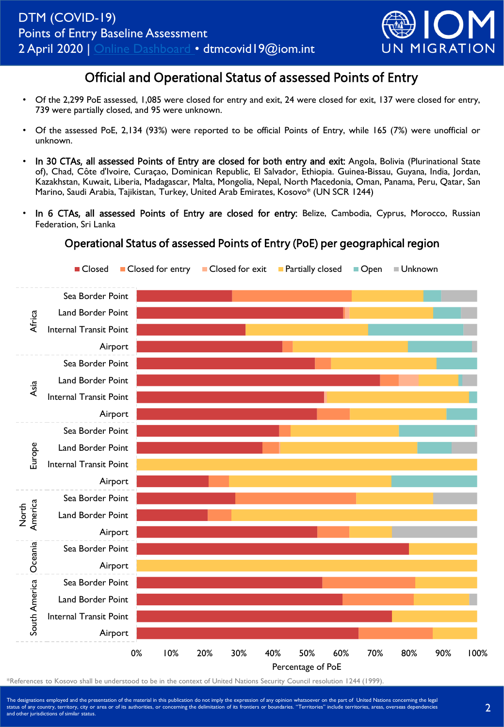# Official and Operational Status of assessed Points of Entry

- Of the 2,299 PoE assessed, 1,085 were closed for entry and exit, 24 were closed for exit, 137 were closed for entry, 739 were partially closed, and 95 were unknown.
- Of the assessed PoE, 2,134 (93%) were reported to be official Points of Entry, while 165 (7%) were unofficial or unknown.
- **In 30 CTAs, all assessed Points of Entry are closed for both entry and exit:** Angola, Bolivia (Plurinational State of), Chad, Côte d'Ivoire, Curaçao, Dominican Republic, El Salvador, Ethiopia. Guinea-Bissau, Guyana, India, Jordan, Kazakhstan, Kuwait, Liberia, Madagascar, Malta, Mongolia, Nepal, North Macedonia, Oman, Panama, Peru, Qatar, San Marino, Saudi Arabia, Tajikistan, Turkey, United Arab Emirates, Kosovo* (UN SCR 1244)
- **In 6 CTAs, all assessed Points of Entry are closed for entry:** Belize, Cambodia, Cyprus, Morocco, Russian Federation, Sri Lanka

## Operational Status of assessed Points of Entry (PoE) per geographical region

Legend: Closed, Closed for entry, Closed for exit, Partially closed, Open, Unknown

Regions and PoE types shown:
- Africa: Sea Border Point, Land Border Point, Internal Transit Point, Airport
- Asia: Sea Border Point, Land Border Point, Internal Transit Point, Airport
- Europe: Sea Border Point, Land Border Point, Internal Transit Point, Airport
- North America: Sea Border Point, Land Border Point, Airport
- Oceania: Sea Border Point, Airport
- South America: Sea Border Point, Land Border Point, Internal Transit Point, Airport

X-axis: Percentage of PoE (0% – 100%)

*References to Kosovo shall be understood to be in the context of United Nations Security Council resolution 1244 (1999).

The designations employed and the presentation of the material in this publication do not imply the expression of any opinion whatsoever on the part of United Nations concerning the legal status of any country, territory, city or area or of its authorities, or concerning the delimitation of its frontiers or boundaries. "Territories" include territories, areas, overseas dependencies and other jurisdictions of similar status.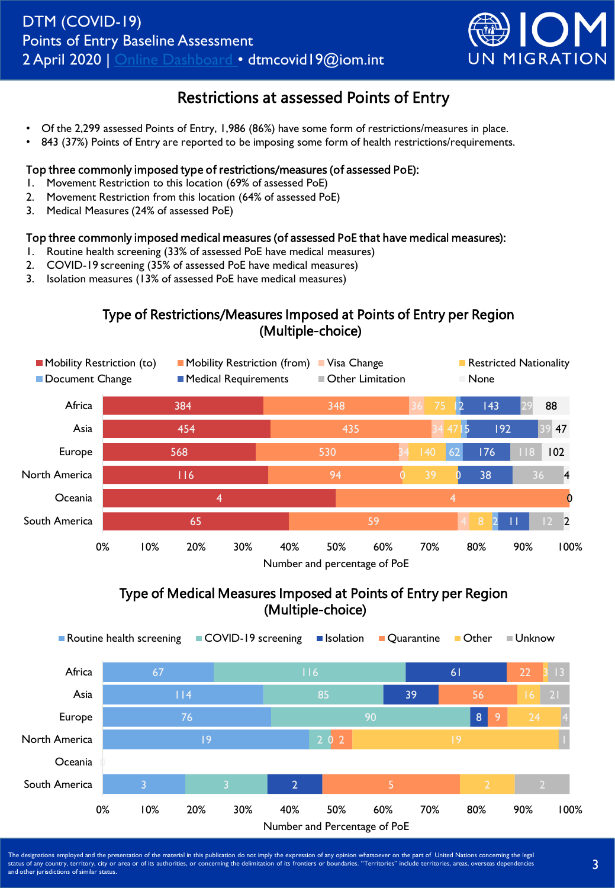# Restrictions at assessed Points of Entry

- Of the 2,299 assessed Points of Entry, 1,986 (86%) have some form of restrictions/measures in place.
- 843 (37%) Points of Entry are reported to be imposing some form of health restrictions/requirements.

**Top three commonly imposed type of restrictions/measures (of assessed PoE):**

1. Movement Restriction to this location (69% of assessed PoE)
2. Movement Restriction from this location (64% of assessed PoE)
3. Medical Measures (24% of assessed PoE)

**Top three commonly imposed medical measures (of assessed PoE that have medical measures):**

1. Routine health screening (33% of assessed PoE have medical measures)
2. COVID-19 screening (35% of assessed PoE have medical measures)
3. Isolation measures (13% of assessed PoE have medical measures)

## Type of Restrictions/Measures Imposed at Points of Entry per Region (Multiple-choice)

| Region | Mobility Restriction (to) | Mobility Restriction (from) | Visa Change | Restricted Nationality | Document Change | Medical Requirements | Other Limitation | None |
|---|---|---|---|---|---|---|---|---|
| Africa | 384 | 348 | 36 | 75 | 12 | 143 | 29 | 88 |
| Asia | 454 | 435 | 34 | 47 | 15 | 192 | 39 | 47 |
| Europe | 568 | 530 | 34 | 140 | 62 | 176 | 118 | 102 |
| North America | 116 | 94 | 0 | 39 | 0 | 38 | 36 | 4 |
| Oceania | 4 | 4 | | | | | | 0 |
| South America | 65 | 59 | 4 | 8 | 2 | 11 | 12 | 2 |

Number and percentage of PoE

## Type of Medical Measures Imposed at Points of Entry per Region (Multiple-choice)

| Region | Routine health screening | COVID-19 screening | Isolation | Quarantine | Other | Unknow |
|---|---|---|---|---|---|---|
| Africa | 67 | 116 | 61 | 22 | 3 | 13 |
| Asia | 114 | 85 | 39 | 56 | 16 | 21 |
| Europe | 76 | 90 | 8 | 9 | 24 | 4 |
| North America | 19 | 2 | 0 | 2 | 19 | 1 |
| Oceania | | | | | | |
| South America | 3 | 3 | 2 | 5 | 2 | 2 |

Number and Percentage of PoE

The designations employed and the presentation of the material in this publication do not imply the expression of any opinion whatsoever on the part of United Nations concerning the legal status of any country, territory, city or area or of its authorities, or concerning the delimitation of its frontiers or boundaries. "Territories" include territories, areas, overseas dependencies and other jurisdictions of similar status.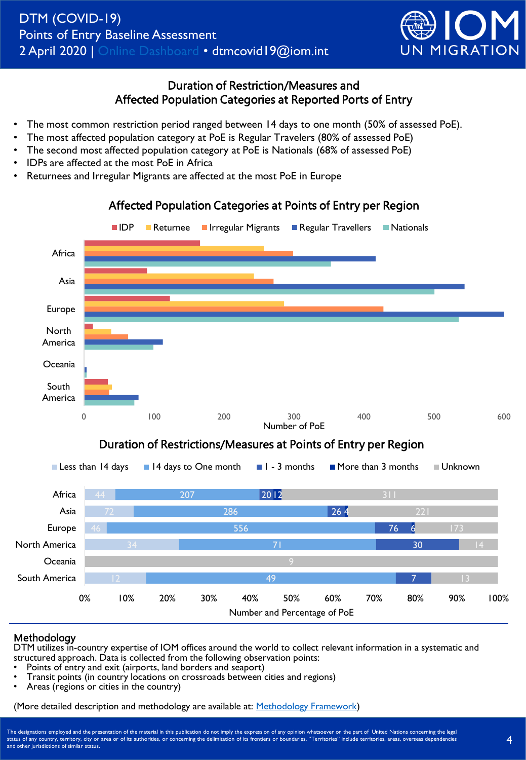# DTM (COVID-19)
## Points of Entry Baseline Assessment
2 April 2020 | Online Dashboard • dtmcovid19@iom.int

IOM UN MIGRATION

## Duration of Restriction/Measures and Affected Population Categories at Reported Ports of Entry

- The most common restriction period ranged between 14 days to one month (50% of assessed PoE).
- The most affected population category at PoE is Regular Travelers (80% of assessed PoE)
- The second most affected population category at PoE is Nationals (68% of assessed PoE)
- IDPs are affected at the most PoE in Africa
- Returnees and Irregular Migrants are affected at the most PoE in Europe

### Affected Population Categories at Points of Entry per Region

Legend: IDP, Returnee, Irregular Migrants, Regular Travellers, Nationals

Regions: Africa, Asia, Europe, North America, Oceania, South America

Number of PoE (0, 100, 200, 300, 400, 500, 600)

### Duration of Restrictions/Measures at Points of Entry per Region

| Region | Less than 14 days | 14 days to One month | 1 - 3 months | More than 3 months | Unknown |
|---|---|---|---|---|---|
| Africa | 44 | 207 | 20 | 12 | 311 |
| Asia | 72 | 286 | 26 | 4 | 221 |
| Europe | 46 | 556 | 76 | 6 | 173 |
| North America | 34 | 71 | 30 | | 14 |
| Oceania | | | | | 9 |
| South America | 12 | 49 | 7 | | 13 |

Number and Percentage of PoE

## Methodology

DTM utilizes in-country expertise of IOM offices around the world to collect relevant information in a systematic and structured approach. Data is collected from the following observation points:

- Points of entry and exit (airports, land borders and seaport)
- Transit points (in country locations on crossroads between cities and regions)
- Areas (regions or cities in the country)

(More detailed description and methodology are available at: Methodology Framework)

The designations employed and the presentation of the material in this publication do not imply the expression of any opinion whatsoever on the part of United Nations concerning the legal status of any country, territory, city or area or of its authorities, or concerning the delimitation of its frontiers or boundaries. "Territories" include territories, areas, overseas dependencies and other jurisdictions of similar status.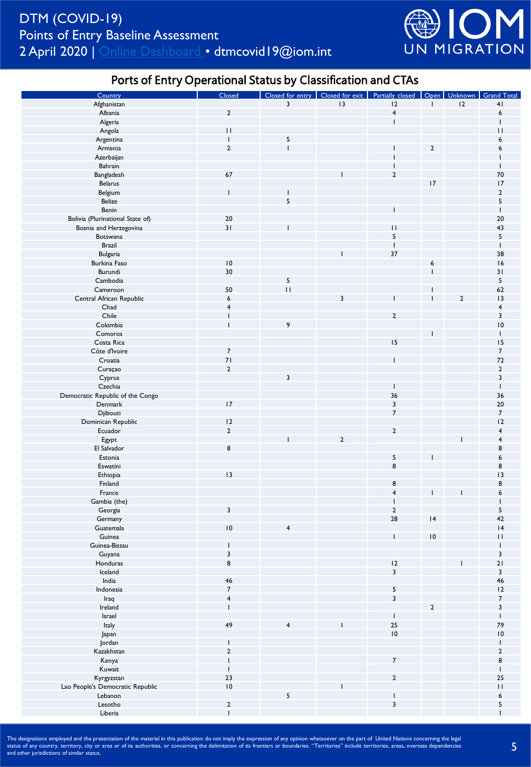DTM (COVID-19)
Points of Entry Baseline Assessment
2 April 2020 | Online Dashboard • dtmcovid19@iom.int

## Ports of Entry Operational Status by Classification and CTAs

| Country | Closed | Closed for entry | Closed for exit | Partially closed | Open | Unknown | Grand Total |
|---|---|---|---|---|---|---|---|
| Afghanistan | | 3 | 13 | 12 | 1 | 12 | 41 |
| Albania | 2 | | | 4 | | | 6 |
| Algeria | | | | 1 | | | 1 |
| Angola | 11 | | | | | | 11 |
| Argentina | 1 | 5 | | | | | 6 |
| Armenia | 2 | 1 | | 1 | 2 | | 6 |
| Azerbaijan | | | | 1 | | | 1 |
| Bahrain | | | | 1 | | | 1 |
| Bangladesh | 67 | | 1 | 2 | | | 70 |
| Belarus | | | | | 17 | | 17 |
| Belgium | 1 | 1 | | | | | 2 |
| Belize | | 5 | | | | | 5 |
| Benin | | | | 1 | | | 1 |
| Bolivia (Plurinational State of) | 20 | | | | | | 20 |
| Bosnia and Herzegovina | 31 | 1 | | 11 | | | 43 |
| Botswana | | | | 5 | | | 5 |
| Brazil | | | | 1 | | | 1 |
| Bulgaria | | | 1 | 37 | | | 38 |
| Burkina Faso | 10 | | | | 6 | | 16 |
| Burundi | 30 | | | | 1 | | 31 |
| Cambodia | | 5 | | | | | 5 |
| Cameroon | 50 | 11 | | | 1 | | 62 |
| Central African Republic | 6 | | 3 | 1 | 1 | 2 | 13 |
| Chad | 4 | | | | | | 4 |
| Chile | 1 | | | 2 | | | 3 |
| Colombia | 1 | 9 | | | | | 10 |
| Comoros | | | | | 1 | | 1 |
| Costa Rica | | | | 15 | | | 15 |
| Côte d'Ivoire | 7 | | | | | | 7 |
| Croatia | 71 | | | 1 | | | 72 |
| Curaçao | 2 | | | | | | 2 |
| Cyprus | | 3 | | | | | 3 |
| Czechia | | | | 1 | | | 1 |
| Democratic Republic of the Congo | | | | 36 | | | 36 |
| Denmark | 17 | | | 3 | | | 20 |
| Djibouti | | | | 7 | | | 7 |
| Dominican Republic | 12 | | | | | | 12 |
| Ecuador | 2 | | | 2 | | | 4 |
| Egypt | | 1 | 2 | | | 1 | 4 |
| El Salvador | 8 | | | | | | 8 |
| Estonia | | | | 5 | 1 | | 6 |
| Eswatini | | | | 8 | | | 8 |
| Ethiopia | 13 | | | | | | 13 |
| Finland | | | | 8 | | | 8 |
| France | | | | 4 | 1 | 1 | 6 |
| Gambia (the) | | | | 1 | | | 1 |
| Georgia | 3 | | | 2 | | | 5 |
| Germany | | | | 28 | 14 | | 42 |
| Guatemala | 10 | 4 | | | | | 14 |
| Guinea | | | | 1 | 10 | | 11 |
| Guinea-Bissau | 1 | | | | | | 1 |
| Guyana | 3 | | | | | | 3 |
| Honduras | 8 | | | 12 | | 1 | 21 |
| Iceland | | | | 3 | | | 3 |
| India | 46 | | | | | | 46 |
| Indonesia | 7 | | | 5 | | | 12 |
| Iraq | 4 | | | 3 | | | 7 |
| Ireland | 1 | | | | 2 | | 3 |
| Israel | | | | 1 | | | 1 |
| Italy | 49 | 4 | 1 | 25 | | | 79 |
| Japan | | | | 10 | | | 10 |
| Jordan | 1 | | | | | | 1 |
| Kazakhstan | 2 | | | | | | 2 |
| Kenya | 1 | | | 7 | | | 8 |
| Kuwait | 1 | | | | | | 1 |
| Kyrgyzstan | 23 | | | 2 | | | 25 |
| Lao People's Democratic Republic | 10 | | 1 | | | | 11 |
| Lebanon | | 5 | | 1 | | | 6 |
| Lesotho | 2 | | | 3 | | | 5 |
| Liberia | 1 | | | | | | 1 |

The designations employed and the presentation of the material in this publication do not imply the expression of any opinion whatsoever on the part of United Nations concerning the legal status of any country, territory, city or area or of its authorities, or concerning the delimitation of its frontiers or boundaries. "Territories" include territories, areas, overseas dependencies and other jurisdictions of similar status.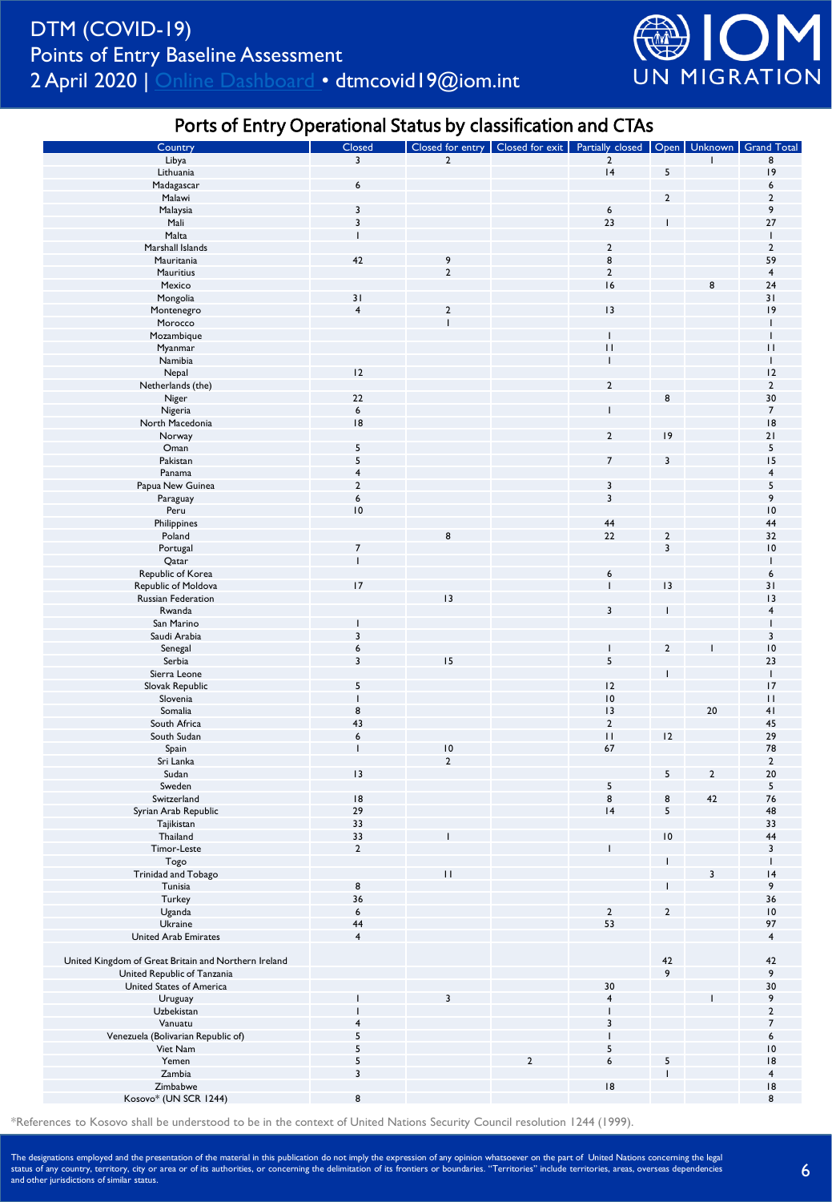## Ports of Entry Operational Status by classification and CTAs

| Country | Closed | Closed for entry | Closed for exit | Partially closed | Open | Unknown | Grand Total |
|---|---|---|---|---|---|---|---|
| Libya | 3 | 2 | | 2 | | 1 | 8 |
| Lithuania | | | | 14 | 5 | | 19 |
| Madagascar | 6 | | | | | | 6 |
| Malawi | | | | | 2 | | 2 |
| Malaysia | 3 | | | 6 | | | 9 |
| Mali | 3 | | | 23 | 1 | | 27 |
| Malta | 1 | | | | | | 1 |
| Marshall Islands | | | | 2 | | | 2 |
| Mauritania | 42 | 9 | | 8 | | | 59 |
| Mauritius | | 2 | | 2 | | | 4 |
| Mexico | | | | 16 | | 8 | 24 |
| Mongolia | 31 | | | | | | 31 |
| Montenegro | 4 | 2 | | 13 | | | 19 |
| Morocco | | 1 | | | | | 1 |
| Mozambique | | | | 1 | | | 1 |
| Myanmar | | | | 11 | | | 11 |
| Namibia | | | | 1 | | | 1 |
| Nepal | 12 | | | | | | 12 |
| Netherlands (the) | | | | 2 | | | 2 |
| Niger | 22 | | | | 8 | | 30 |
| Nigeria | 6 | | | 1 | | | 7 |
| North Macedonia | 18 | | | | | | 18 |
| Norway | | | | 2 | 19 | | 21 |
| Oman | 5 | | | | | | 5 |
| Pakistan | 5 | | | 7 | 3 | | 15 |
| Panama | 4 | | | | | | 4 |
| Papua New Guinea | 2 | | | 3 | | | 5 |
| Paraguay | 6 | | | 3 | | | 9 |
| Peru | 10 | | | | | | 10 |
| Philippines | | | | 44 | | | 44 |
| Poland | | 8 | | 22 | 2 | | 32 |
| Portugal | 7 | | | | 3 | | 10 |
| Qatar | 1 | | | | | | 1 |
| Republic of Korea | | | | 6 | | | 6 |
| Republic of Moldova | 17 | | | 1 | 13 | | 31 |
| Russian Federation | | 13 | | | | | 13 |
| Rwanda | | | | 3 | 1 | | 4 |
| San Marino | 1 | | | | | | 1 |
| Saudi Arabia | 3 | | | | | | 3 |
| Senegal | 6 | | | 1 | 2 | 1 | 10 |
| Serbia | 3 | 15 | | 5 | | | 23 |
| Sierra Leone | | | | | 1 | | 1 |
| Slovak Republic | 5 | | | 12 | | | 17 |
| Slovenia | 1 | | | 10 | | | 11 |
| Somalia | 8 | | | 13 | | 20 | 41 |
| South Africa | 43 | | | 2 | | | 45 |
| South Sudan | 6 | | | 11 | 12 | | 29 |
| Spain | 1 | 10 | | 67 | | | 78 |
| Sri Lanka | | 2 | | | | | 2 |
| Sudan | 13 | | | | 5 | 2 | 20 |
| Sweden | | | | 5 | | | 5 |
| Switzerland | 18 | | | 8 | 8 | 42 | 76 |
| Syrian Arab Republic | 29 | | | 14 | 5 | | 48 |
| Tajikistan | 33 | | | | | | 33 |
| Thailand | 33 | 1 | | | 10 | | 44 |
| Timor-Leste | 2 | | | 1 | | | 3 |
| Togo | | | | | 1 | | 1 |
| Trinidad and Tobago | | 11 | | | | 3 | 14 |
| Tunisia | 8 | | | | 1 | | 9 |
| Turkey | 36 | | | | | | 36 |
| Uganda | 6 | | | 2 | 2 | | 10 |
| Ukraine | 44 | | | 53 | | | 97 |
| United Arab Emirates | 4 | | | | | | 4 |
| United Kingdom of Great Britain and Northern Ireland | | | | | 42 | | 42 |
| United Republic of Tanzania | | | | | 9 | | 9 |
| United States of America | | | | 30 | | | 30 |
| Uruguay | 1 | 3 | | 4 | | 1 | 9 |
| Uzbekistan | 1 | | | 1 | | | 2 |
| Vanuatu | 4 | | | 3 | | | 7 |
| Venezuela (Bolivarian Republic of) | 5 | | | 1 | | | 6 |
| Viet Nam | 5 | | | 5 | | | 10 |
| Yemen | 5 | | 2 | 6 | 5 | | 18 |
| Zambia | 3 | | | | 1 | | 4 |
| Zimbabwe | | | | 18 | | | 18 |
| Kosovo* (UN SCR 1244) | 8 | | | | | | 8 |

*References to Kosovo shall be understood to be in the context of United Nations Security Council resolution 1244 (1999).